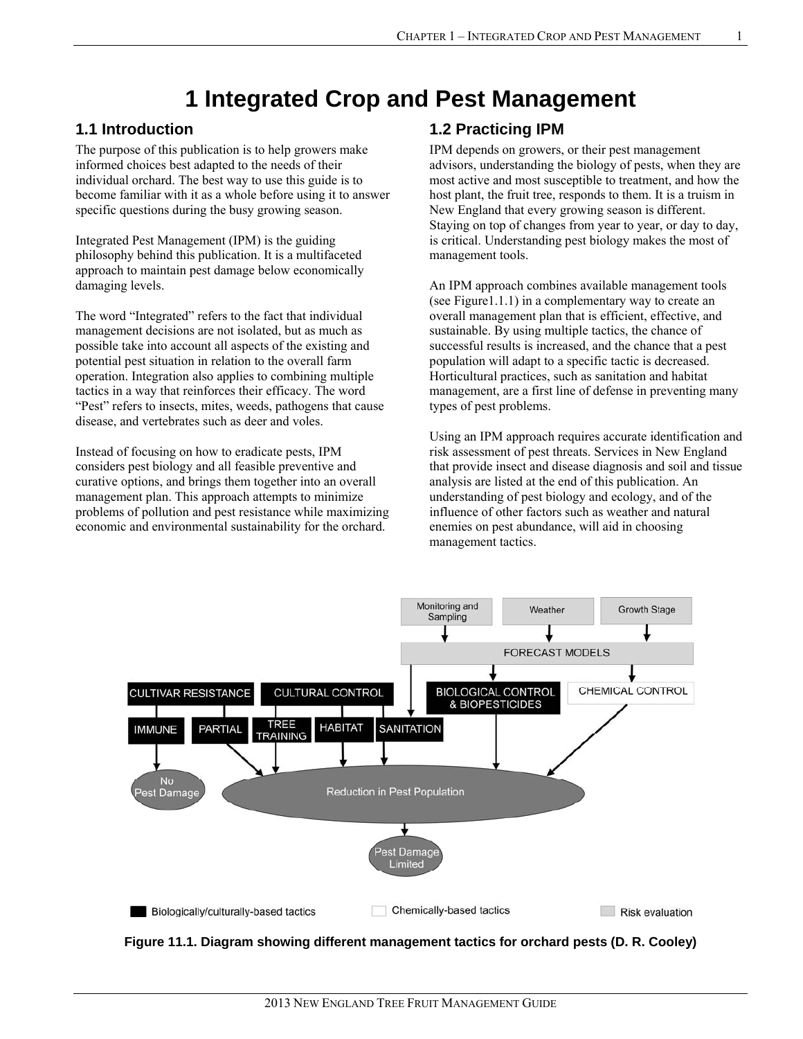# 1 Integrated Crop and Pest Management

## 1.1 Introduction

The purpose of this publication is to help growers make informed choices best adapted to the needs of their individual orchard. The best way to use this guide is to become familiar with it as a whole before using it to answer specific questions during the busy growing season.

Integrated Pest Management (IPM) is the guiding philosophy behind this publication. It is a multifaceted approach to maintain pest damage below economically damaging levels.

The word "Integrated" refers to the fact that individual management decisions are not isolated, but as much as possible take into account all aspects of the existing and potential pest situation in relation to the overall farm operation. Integration also applies to combining multiple tactics in a way that reinforces their efficacy. The word "Pest" refers to insects, mites, weeds, pathogens that cause disease, and vertebrates such as deer and voles.

Instead of focusing on how to eradicate pests, IPM considers pest biology and all feasible preventive and curative options, and brings them together into an overall management plan. This approach attempts to minimize problems of pollution and pest resistance while maximizing economic and environmental sustainability for the orchard.

## 1.2 Practicing IPM

IPM depends on growers, or their pest management advisors, understanding the biology of pests, when they are most active and most susceptible to treatment, and how the host plant, the fruit tree, responds to them. It is a truism in New England that every growing season is different. Staying on top of changes from year to year, or day to day, is critical. Understanding pest biology makes the most of management tools.

An IPM approach combines available management tools (see Figure1.1.1) in a complementary way to create an overall management plan that is efficient, effective, and sustainable. By using multiple tactics, the chance of successful results is increased, and the chance that a pest population will adapt to a specific tactic is decreased. Horticultural practices, such as sanitation and habitat management, are a first line of defense in preventing many types of pest problems.

Using an IPM approach requires accurate identification and risk assessment of pest threats. Services in New England that provide insect and disease diagnosis and soil and tissue analysis are listed at the end of this publication. An understanding of pest biology and ecology, and of the influence of other factors such as weather and natural enemies on pest abundance, will aid in choosing management tactics.

Monitoring and Sampling | Weather | Growth Stage → FORECAST MODELS

CULTIVAR RESISTANCE (IMMUNE, PARTIAL) | CULTURAL CONTROL (TREE TRAINING, HABITAT, SANITATION) | BIOLOGICAL CONTROL & BIOPESTICIDES | CHEMICAL CONTROL

No Pest Damage | Reduction in Pest Population → Pest Damage Limited

Biologically/culturally-based tactics | Chemically-based tactics | Risk evaluation

**Figure 11.1. Diagram showing different management tactics for orchard pests (D. R. Cooley)**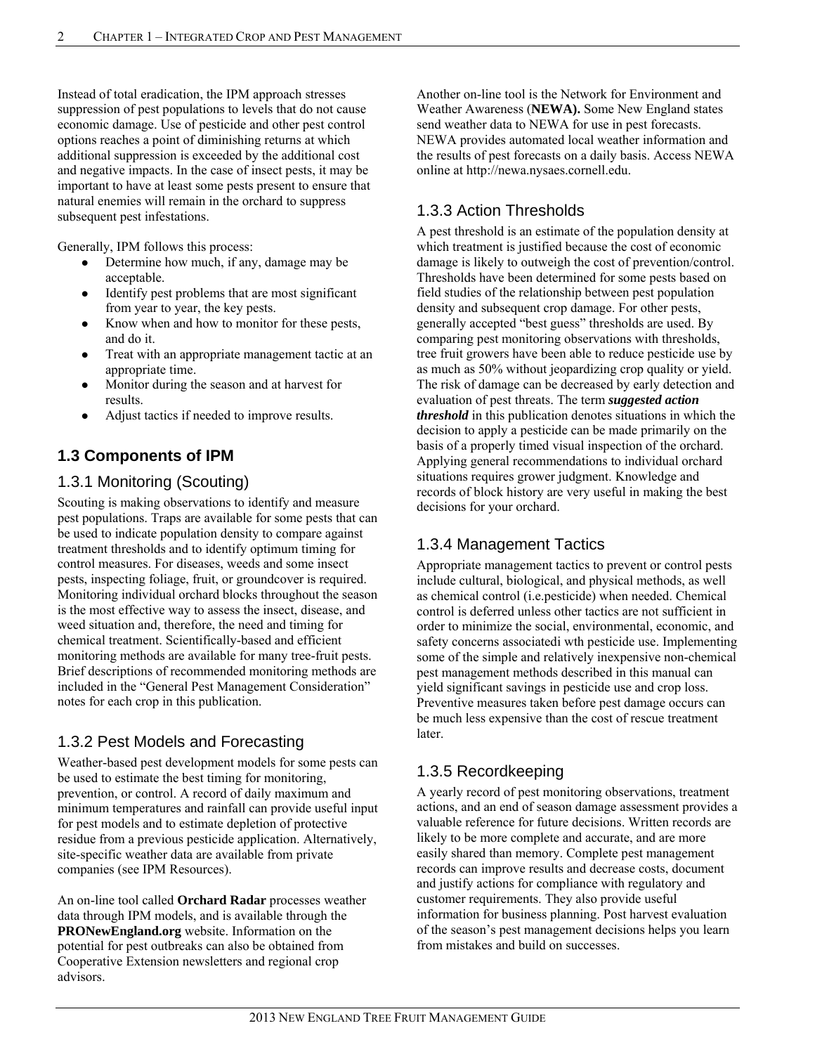Instead of total eradication, the IPM approach stresses suppression of pest populations to levels that do not cause economic damage. Use of pesticide and other pest control options reaches a point of diminishing returns at which additional suppression is exceeded by the additional cost and negative impacts. In the case of insect pests, it may be important to have at least some pests present to ensure that natural enemies will remain in the orchard to suppress subsequent pest infestations.

Generally, IPM follows this process:

- Determine how much, if any, damage may be acceptable.
- Identify pest problems that are most significant from year to year, the key pests.
- Know when and how to monitor for these pests, and do it.
- Treat with an appropriate management tactic at an appropriate time.
- Monitor during the season and at harvest for results.
- Adjust tactics if needed to improve results.

## 1.3 Components of IPM

### 1.3.1 Monitoring (Scouting)

Scouting is making observations to identify and measure pest populations. Traps are available for some pests that can be used to indicate population density to compare against treatment thresholds and to identify optimum timing for control measures. For diseases, weeds and some insect pests, inspecting foliage, fruit, or groundcover is required. Monitoring individual orchard blocks throughout the season is the most effective way to assess the insect, disease, and weed situation and, therefore, the need and timing for chemical treatment. Scientifically-based and efficient monitoring methods are available for many tree-fruit pests. Brief descriptions of recommended monitoring methods are included in the "General Pest Management Consideration" notes for each crop in this publication.

### 1.3.2 Pest Models and Forecasting

Weather-based pest development models for some pests can be used to estimate the best timing for monitoring, prevention, or control. A record of daily maximum and minimum temperatures and rainfall can provide useful input for pest models and to estimate depletion of protective residue from a previous pesticide application. Alternatively, site-specific weather data are available from private companies (see IPM Resources).

An on-line tool called **Orchard Radar** processes weather data through IPM models, and is available through the **PRONewEngland.org** website. Information on the potential for pest outbreaks can also be obtained from Cooperative Extension newsletters and regional crop advisors.

Another on-line tool is the Network for Environment and Weather Awareness (**NEWA).** Some New England states send weather data to NEWA for use in pest forecasts. NEWA provides automated local weather information and the results of pest forecasts on a daily basis. Access NEWA online at http://newa.nysaes.cornell.edu.

### 1.3.3 Action Thresholds

A pest threshold is an estimate of the population density at which treatment is justified because the cost of economic damage is likely to outweigh the cost of prevention/control. Thresholds have been determined for some pests based on field studies of the relationship between pest population density and subsequent crop damage. For other pests, generally accepted "best guess" thresholds are used. By comparing pest monitoring observations with thresholds, tree fruit growers have been able to reduce pesticide use by as much as 50% without jeopardizing crop quality or yield. The risk of damage can be decreased by early detection and evaluation of pest threats. The term ***suggested action threshold*** in this publication denotes situations in which the decision to apply a pesticide can be made primarily on the basis of a properly timed visual inspection of the orchard. Applying general recommendations to individual orchard situations requires grower judgment. Knowledge and records of block history are very useful in making the best decisions for your orchard.

### 1.3.4 Management Tactics

Appropriate management tactics to prevent or control pests include cultural, biological, and physical methods, as well as chemical control (i.e.pesticide) when needed. Chemical control is deferred unless other tactics are not sufficient in order to minimize the social, environmental, economic, and safety concerns associatedi wth pesticide use. Implementing some of the simple and relatively inexpensive non-chemical pest management methods described in this manual can yield significant savings in pesticide use and crop loss. Preventive measures taken before pest damage occurs can be much less expensive than the cost of rescue treatment later.

### 1.3.5 Recordkeeping

A yearly record of pest monitoring observations, treatment actions, and an end of season damage assessment provides a valuable reference for future decisions. Written records are likely to be more complete and accurate, and are more easily shared than memory. Complete pest management records can improve results and decrease costs, document and justify actions for compliance with regulatory and customer requirements. They also provide useful information for business planning. Post harvest evaluation of the season's pest management decisions helps you learn from mistakes and build on successes.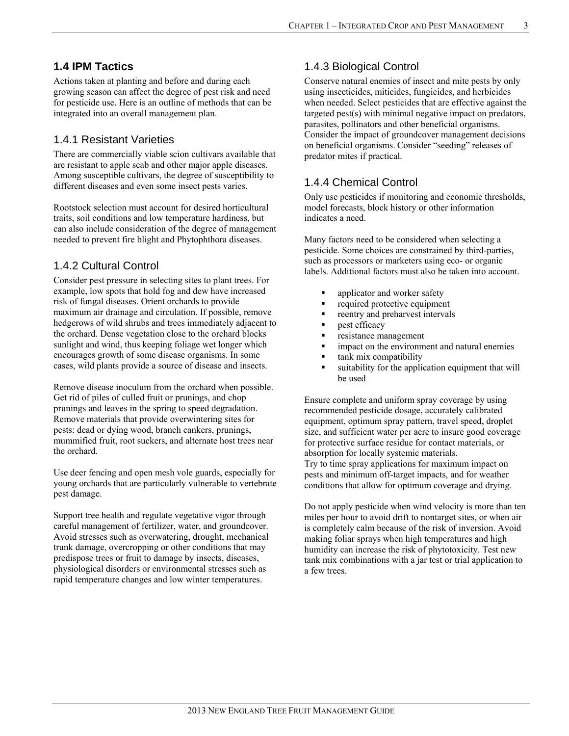## 1.4 IPM Tactics

Actions taken at planting and before and during each growing season can affect the degree of pest risk and need for pesticide use. Here is an outline of methods that can be integrated into an overall management plan.

### 1.4.1 Resistant Varieties

There are commercially viable scion cultivars available that are resistant to apple scab and other major apple diseases. Among susceptible cultivars, the degree of susceptibility to different diseases and even some insect pests varies.

Rootstock selection must account for desired horticultural traits, soil conditions and low temperature hardiness, but can also include consideration of the degree of management needed to prevent fire blight and Phytophthora diseases.

### 1.4.2 Cultural Control

Consider pest pressure in selecting sites to plant trees. For example, low spots that hold fog and dew have increased risk of fungal diseases. Orient orchards to provide maximum air drainage and circulation. If possible, remove hedgerows of wild shrubs and trees immediately adjacent to the orchard. Dense vegetation close to the orchard blocks sunlight and wind, thus keeping foliage wet longer which encourages growth of some disease organisms. In some cases, wild plants provide a source of disease and insects.

Remove disease inoculum from the orchard when possible. Get rid of piles of culled fruit or prunings, and chop prunings and leaves in the spring to speed degradation. Remove materials that provide overwintering sites for pests: dead or dying wood, branch cankers, prunings, mummified fruit, root suckers, and alternate host trees near the orchard.

Use deer fencing and open mesh vole guards, especially for young orchards that are particularly vulnerable to vertebrate pest damage.

Support tree health and regulate vegetative vigor through careful management of fertilizer, water, and groundcover. Avoid stresses such as overwatering, drought, mechanical trunk damage, overcropping or other conditions that may predispose trees or fruit to damage by insects, diseases, physiological disorders or environmental stresses such as rapid temperature changes and low winter temperatures.

### 1.4.3 Biological Control

Conserve natural enemies of insect and mite pests by only using insecticides, miticides, fungicides, and herbicides when needed. Select pesticides that are effective against the targeted pest(s) with minimal negative impact on predators, parasites, pollinators and other beneficial organisms. Consider the impact of groundcover management decisions on beneficial organisms. Consider "seeding" releases of predator mites if practical.

### 1.4.4 Chemical Control

Only use pesticides if monitoring and economic thresholds, model forecasts, block history or other information indicates a need.

Many factors need to be considered when selecting a pesticide. Some choices are constrained by third-parties, such as processors or marketers using eco- or organic labels. Additional factors must also be taken into account.

- applicator and worker safety
- required protective equipment
- reentry and preharvest intervals
- pest efficacy
- resistance management
- impact on the environment and natural enemies
- tank mix compatibility
- suitability for the application equipment that will be used

Ensure complete and uniform spray coverage by using recommended pesticide dosage, accurately calibrated equipment, optimum spray pattern, travel speed, droplet size, and sufficient water per acre to insure good coverage for protective surface residue for contact materials, or absorption for locally systemic materials.
Try to time spray applications for maximum impact on pests and minimum off-target impacts, and for weather conditions that allow for optimum coverage and drying.

Do not apply pesticide when wind velocity is more than ten miles per hour to avoid drift to nontarget sites, or when air is completely calm because of the risk of inversion. Avoid making foliar sprays when high temperatures and high humidity can increase the risk of phytotoxicity. Test new tank mix combinations with a jar test or trial application to a few trees.